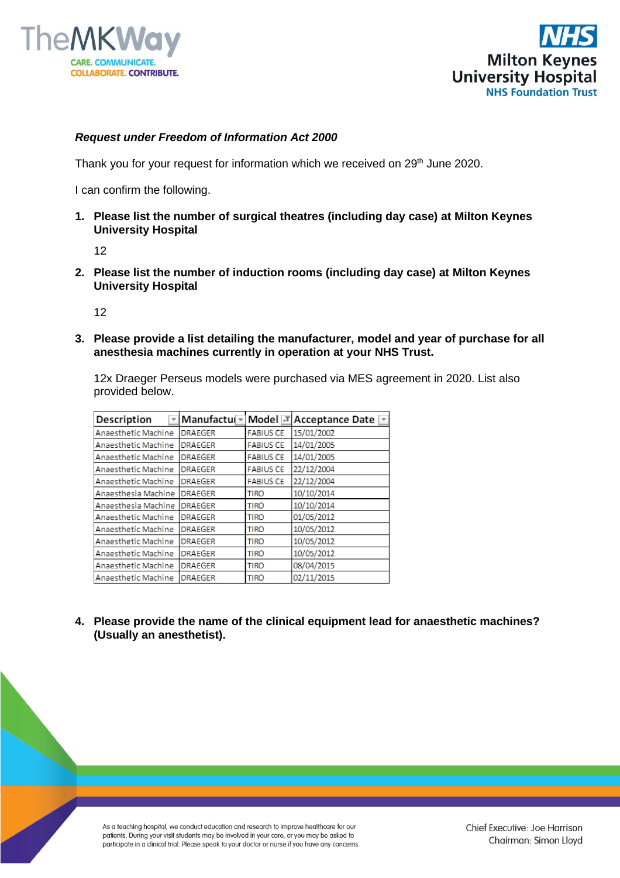*Request under Freedom of Information Act 2000*

Thank you for your request for information which we received on 29th June 2020.

I can confirm the following.

1. **Please list the number of surgical theatres (including day case) at Milton Keynes University Hospital**

   12

2. **Please list the number of induction rooms (including day case) at Milton Keynes University Hospital**

   12

3. **Please provide a list detailing the manufacturer, model and year of purchase for all anesthesia machines currently in operation at your NHS Trust.**

   12x Draeger Perseus models were purchased via MES agreement in 2020. List also provided below.

| Description | Manufactur | Model | Acceptance Date |
|---|---|---|---|
| Anaesthetic Machine | DRAEGER | FABIUS CE | 15/01/2002 |
| Anaesthetic Machine | DRAEGER | FABIUS CE | 14/01/2005 |
| Anaesthetic Machine | DRAEGER | FABIUS CE | 14/01/2005 |
| Anaesthetic Machine | DRAEGER | FABIUS CE | 22/12/2004 |
| Anaesthetic Machine | DRAEGER | FABIUS CE | 22/12/2004 |
| Anaesthesia Machine | DRAEGER | TIRO | 10/10/2014 |
| Anaesthesia Machine | DRAEGER | TIRO | 10/10/2014 |
| Anaesthetic Machine | DRAEGER | TIRO | 01/05/2012 |
| Anaesthetic Machine | DRAEGER | TIRO | 10/05/2012 |
| Anaesthetic Machine | DRAEGER | TIRO | 10/05/2012 |
| Anaesthetic Machine | DRAEGER | TIRO | 10/05/2012 |
| Anaesthetic Machine | DRAEGER | TIRO | 08/04/2015 |
| Anaesthetic Machine | DRAEGER | TIRO | 02/11/2015 |

4. **Please provide the name of the clinical equipment lead for anaesthetic machines? (Usually an anesthetist).**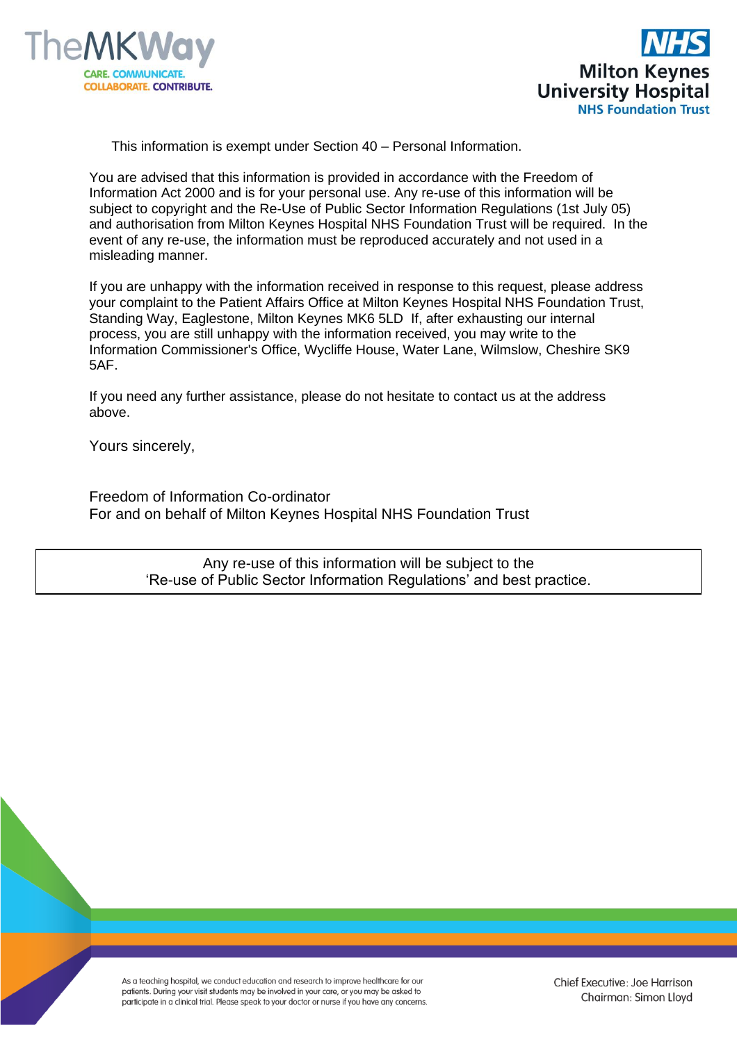This information is exempt under Section 40 – Personal Information.

You are advised that this information is provided in accordance with the Freedom of Information Act 2000 and is for your personal use. Any re-use of this information will be subject to copyright and the Re-Use of Public Sector Information Regulations (1st July 05) and authorisation from Milton Keynes Hospital NHS Foundation Trust will be required. In the event of any re-use, the information must be reproduced accurately and not used in a misleading manner.

If you are unhappy with the information received in response to this request, please address your complaint to the Patient Affairs Office at Milton Keynes Hospital NHS Foundation Trust, Standing Way, Eaglestone, Milton Keynes MK6 5LD If, after exhausting our internal process, you are still unhappy with the information received, you may write to the Information Commissioner's Office, Wycliffe House, Water Lane, Wilmslow, Cheshire SK9 5AF.

If you need any further assistance, please do not hesitate to contact us at the address above.

Yours sincerely,

Freedom of Information Co-ordinator
For and on behalf of Milton Keynes Hospital NHS Foundation Trust

Any re-use of this information will be subject to the
'Re-use of Public Sector Information Regulations' and best practice.